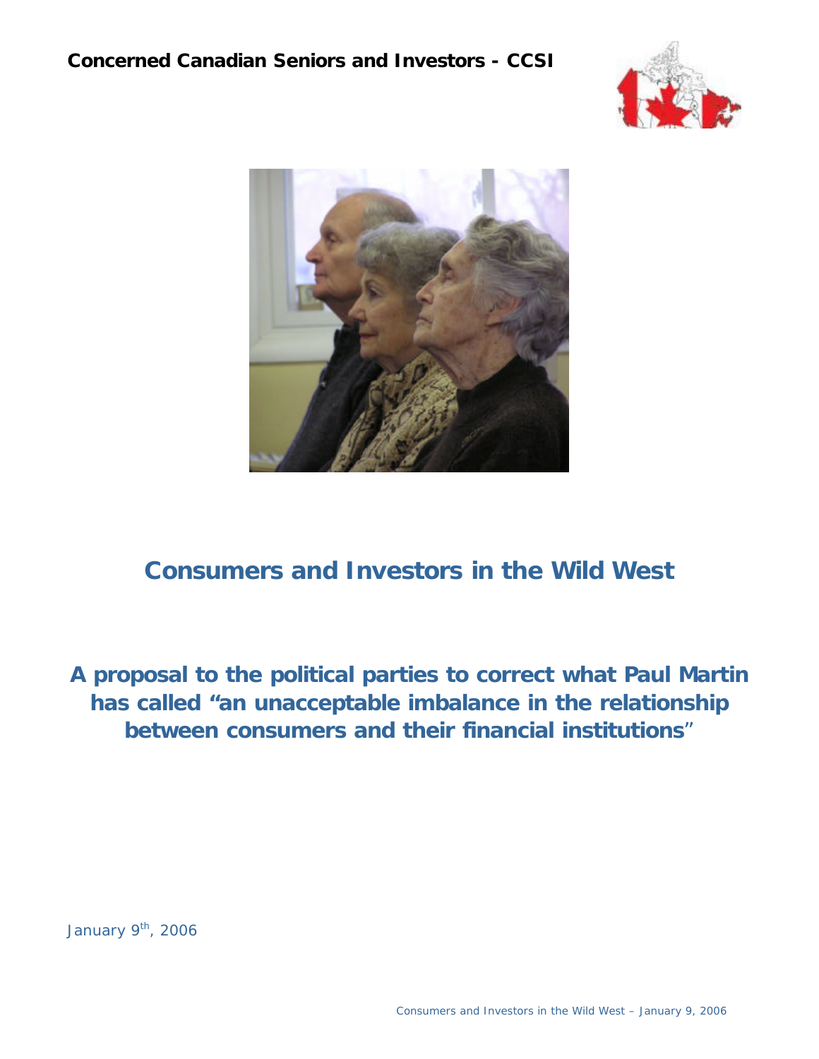**Concerned Canadian Seniors and Investors - CCSI**

# Consumers and Investors in the Wild West

## A proposal to the political parties to correct what Paul Martin has called "an unacceptable imbalance in the relationship between consumers and their financial institutions"

January 9th, 2006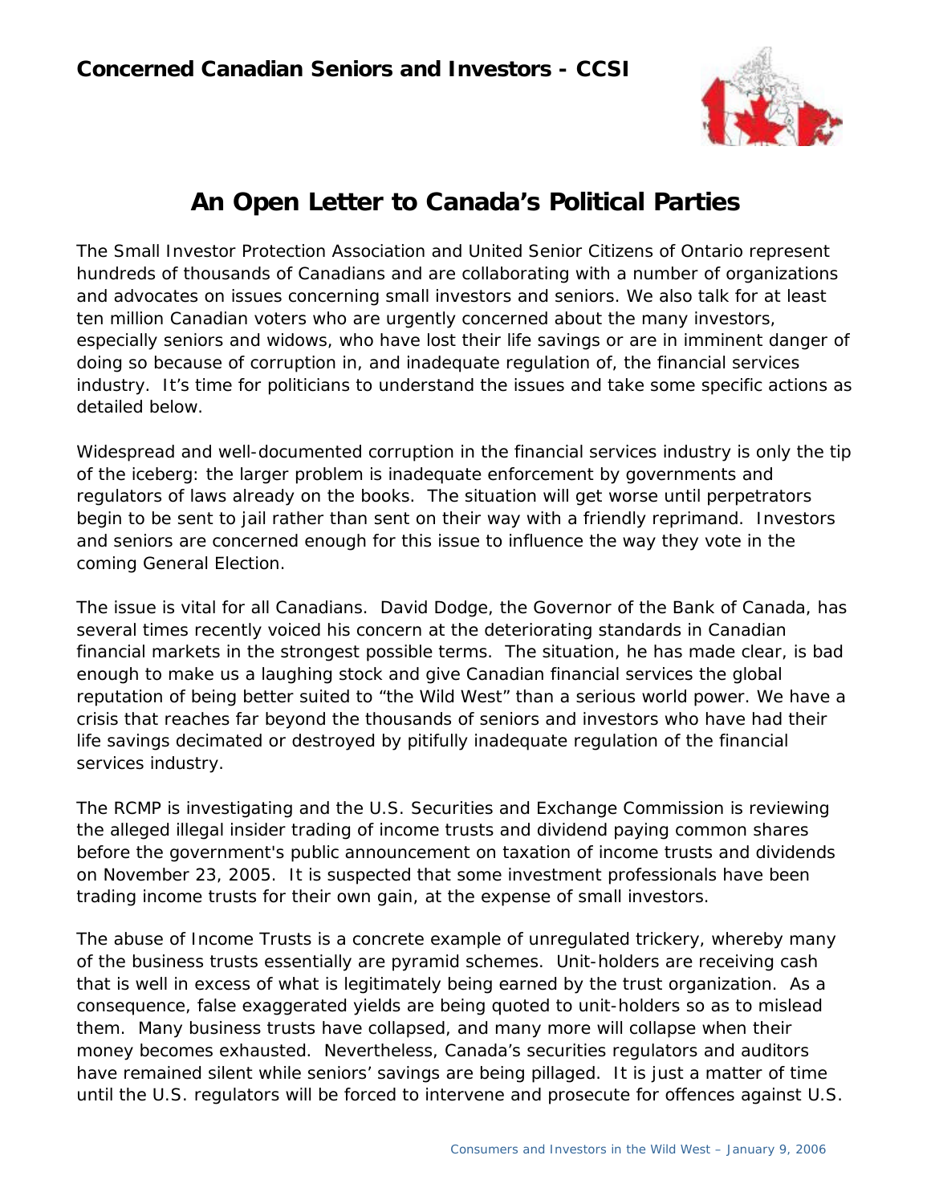**Concerned Canadian Seniors and Investors - CCSI**

# An Open Letter to Canada's Political Parties

The Small Investor Protection Association and United Senior Citizens of Ontario represent hundreds of thousands of Canadians and are collaborating with a number of organizations and advocates on issues concerning small investors and seniors. We also talk for at least ten million Canadian voters who are urgently concerned about the many investors, especially seniors and widows, who have lost their life savings or are in imminent danger of doing so because of corruption in, and inadequate regulation of, the financial services industry. It's time for politicians to understand the issues and take some specific actions as detailed below.

Widespread and well-documented corruption in the financial services industry is only the tip of the iceberg: the larger problem is inadequate enforcement by governments and regulators of laws already on the books. The situation will get worse until perpetrators begin to be sent to jail rather than sent on their way with a friendly reprimand. Investors and seniors are concerned enough for this issue to influence the way they vote in the coming General Election.

The issue is vital for all Canadians. David Dodge, the Governor of the Bank of Canada, has several times recently voiced his concern at the deteriorating standards in Canadian financial markets in the strongest possible terms. The situation, he has made clear, is bad enough to make us a laughing stock and give Canadian financial services the global reputation of being better suited to "the Wild West" than a serious world power. We have a crisis that reaches far beyond the thousands of seniors and investors who have had their life savings decimated or destroyed by pitifully inadequate regulation of the financial services industry.

The RCMP is investigating and the U.S. Securities and Exchange Commission is reviewing the alleged illegal insider trading of income trusts and dividend paying common shares before the government's public announcement on taxation of income trusts and dividends on November 23, 2005. It is suspected that some investment professionals have been trading income trusts for their own gain, at the expense of small investors.

The abuse of Income Trusts is a concrete example of unregulated trickery, whereby many of the business trusts essentially are pyramid schemes. Unit-holders are receiving cash that is well in excess of what is legitimately being earned by the trust organization. As a consequence, false exaggerated yields are being quoted to unit-holders so as to mislead them. Many business trusts have collapsed, and many more will collapse when their money becomes exhausted. Nevertheless, Canada's securities regulators and auditors have remained silent while seniors' savings are being pillaged. It is just a matter of time until the U.S. regulators will be forced to intervene and prosecute for offences against U.S.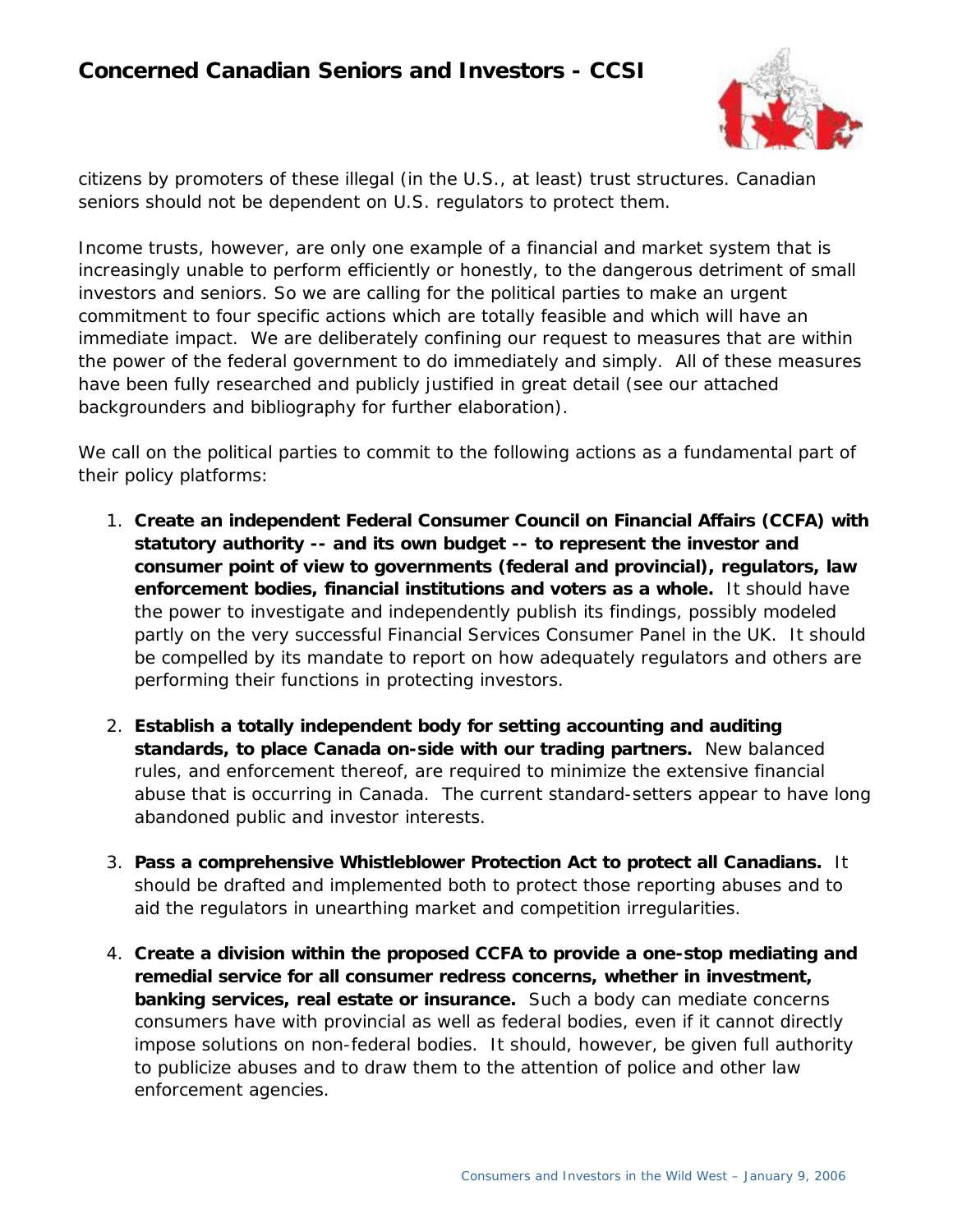citizens by promoters of these illegal (in the U.S., at least) trust structures. Canadian seniors should not be dependent on U.S. regulators to protect them.

Income trusts, however, are only one example of a financial and market system that is increasingly unable to perform efficiently or honestly, to the dangerous detriment of small investors and seniors. So we are calling for the political parties to make an urgent commitment to four specific actions which are totally feasible and which will have an immediate impact. We are deliberately confining our request to measures that are within the power of the federal government to do immediately and simply. All of these measures have been fully researched and publicly justified in great detail (see our attached backgrounders and bibliography for further elaboration).

We call on the political parties to commit to the following actions as a fundamental part of their policy platforms:

1. **Create an independent Federal Consumer Council on Financial Affairs (CCFA) with statutory authority -- and its own budget -- to represent the investor and consumer point of view to governments (federal and provincial), regulators, law enforcement bodies, financial institutions and voters as a whole.** It should have the power to investigate and independently publish its findings, possibly modeled partly on the very successful Financial Services Consumer Panel in the UK. It should be compelled by its mandate to report on how adequately regulators and others are performing their functions in protecting investors.

2. **Establish a totally independent body for setting accounting and auditing standards, to place Canada on-side with our trading partners.** New balanced rules, and enforcement thereof, are required to minimize the extensive financial abuse that is occurring in Canada. The current standard-setters appear to have long abandoned public and investor interests.

3. **Pass a comprehensive Whistleblower Protection Act to protect all Canadians.** It should be drafted and implemented both to protect those reporting abuses and to aid the regulators in unearthing market and competition irregularities.

4. **Create a division within the proposed CCFA to provide a one-stop mediating and remedial service for all consumer redress concerns, whether in investment, banking services, real estate or insurance.** Such a body can mediate concerns consumers have with provincial as well as federal bodies, even if it cannot directly impose solutions on non-federal bodies. It should, however, be given full authority to publicize abuses and to draw them to the attention of police and other law enforcement agencies.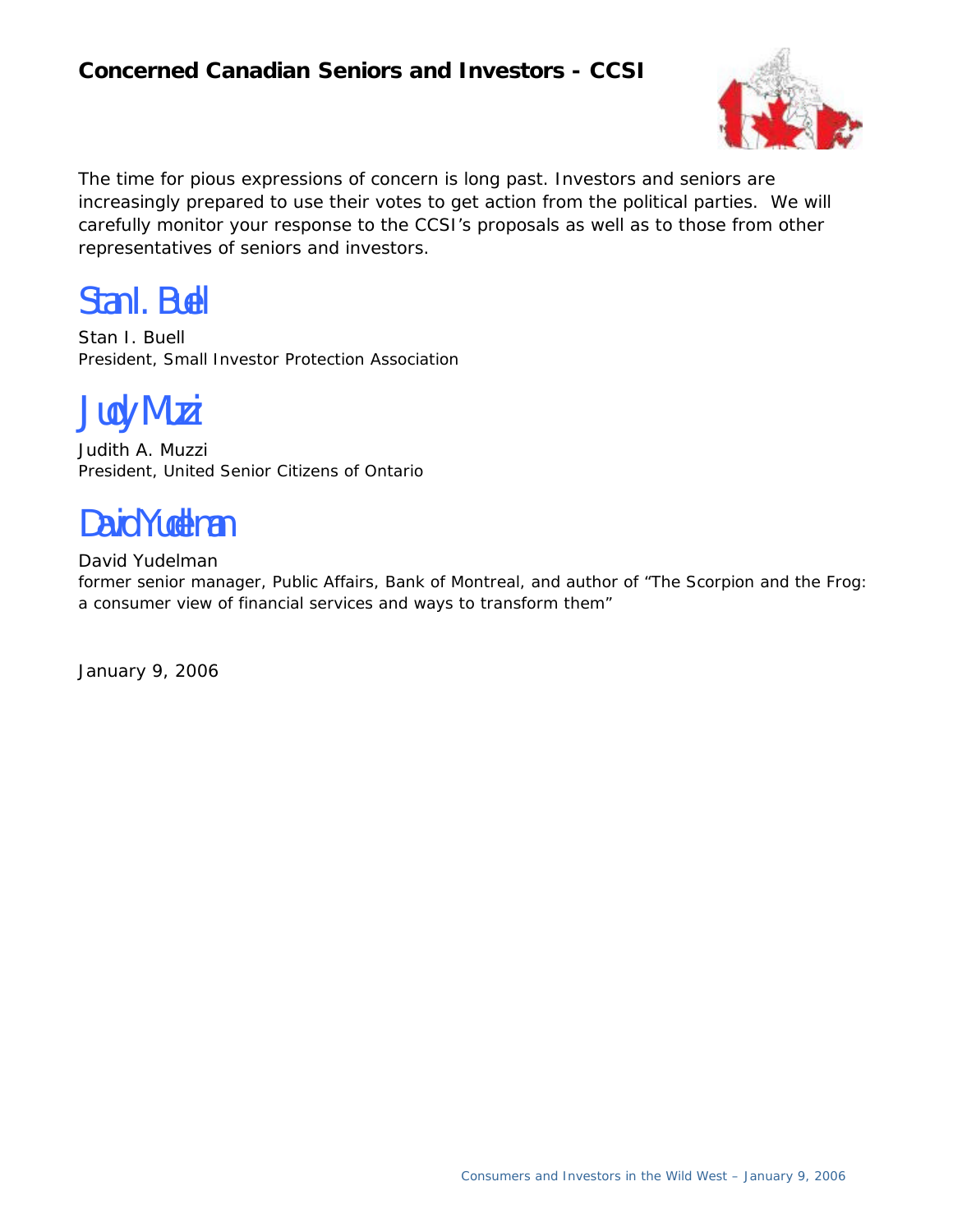**Concerned Canadian Seniors and Investors - CCSI**

The time for pious expressions of concern is long past. Investors and seniors are increasingly prepared to use their votes to get action from the political parties. We will carefully monitor your response to the CCSI's proposals as well as to those from other representatives of seniors and investors.

Stan I. Buell

Stan I. Buell
*President, Small Investor Protection Association*

Judy Muzzi

Judith A. Muzzi
*President, United Senior Citizens of Ontario*

David Yudelman

David Yudelman
*former senior manager, Public Affairs, Bank of Montreal, and author of "The Scorpion and the Frog: a consumer view of financial services and ways to transform them"*

January 9, 2006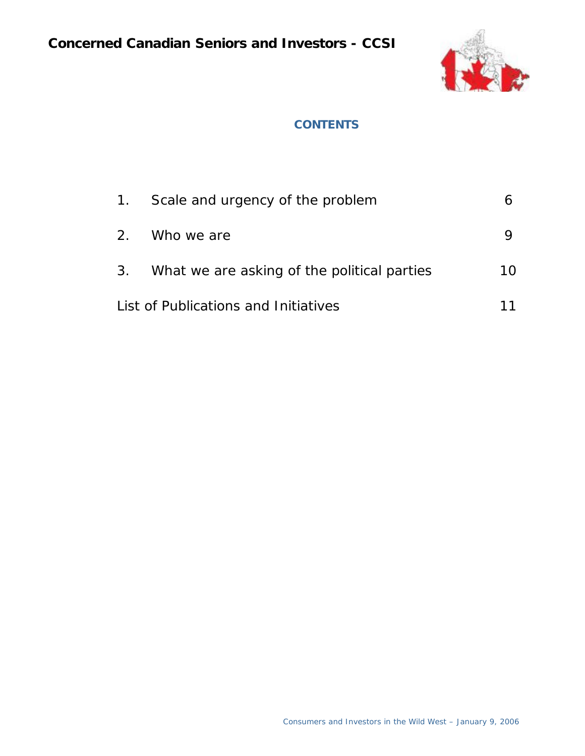**Concerned Canadian Seniors and Investors - CCSI**

## CONTENTS

| | | |
|---|---|---|
| 1. | Scale and urgency of the problem | 6 |
| 2. | Who we are | 9 |
| 3. | What we are asking of the political parties | 10 |
| List of Publications and Initiatives | | 11 |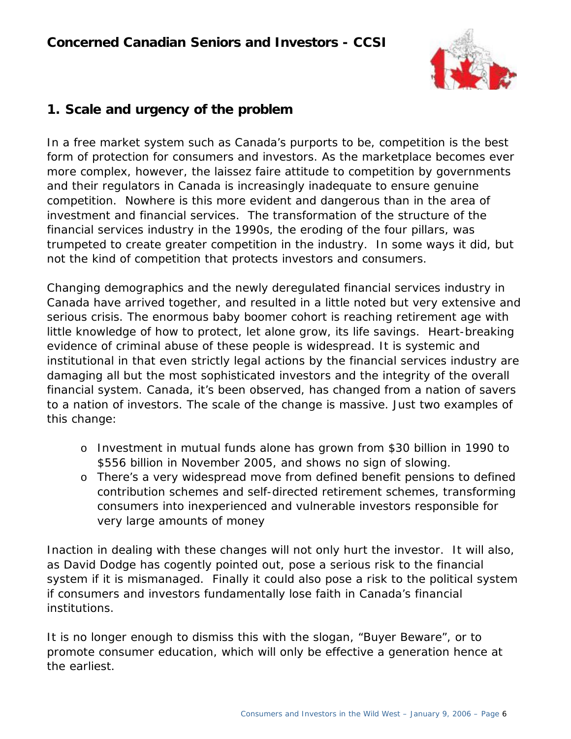## 1. Scale and urgency of the problem

In a free market system such as Canada's purports to be, competition is the best form of protection for consumers and investors. As the marketplace becomes ever more complex, however, the laissez faire attitude to competition by governments and their regulators in Canada is increasingly inadequate to ensure genuine competition. Nowhere is this more evident and dangerous than in the area of investment and financial services. The transformation of the structure of the financial services industry in the 1990s, the eroding of the four pillars, was trumpeted to create greater competition in the industry. In some ways it did, but not the kind of competition that protects investors and consumers.

Changing demographics and the newly deregulated financial services industry in Canada have arrived together, and resulted in a little noted but very extensive and serious crisis. The enormous baby boomer cohort is reaching retirement age with little knowledge of how to protect, let alone grow, its life savings. Heart-breaking evidence of criminal abuse of these people is widespread. It is systemic and institutional in that even strictly legal actions by the financial services industry are damaging all but the most sophisticated investors and the integrity of the overall financial system. Canada, it's been observed, has changed from a nation of savers to a nation of investors. The scale of the change is massive. Just two examples of this change:

- Investment in mutual funds alone has grown from $30 billion in 1990 to $556 billion in November 2005, and shows no sign of slowing.
- There's a very widespread move from defined benefit pensions to defined contribution schemes and self-directed retirement schemes, transforming consumers into inexperienced and vulnerable investors responsible for very large amounts of money

Inaction in dealing with these changes will not only hurt the investor. It will also, as David Dodge has cogently pointed out, pose a serious risk to the financial system if it is mismanaged. Finally it could also pose a risk to the political system if consumers and investors fundamentally lose faith in Canada's financial institutions.

It is no longer enough to dismiss this with the slogan, "Buyer Beware", or to promote consumer education, which will only be effective a generation hence at the earliest.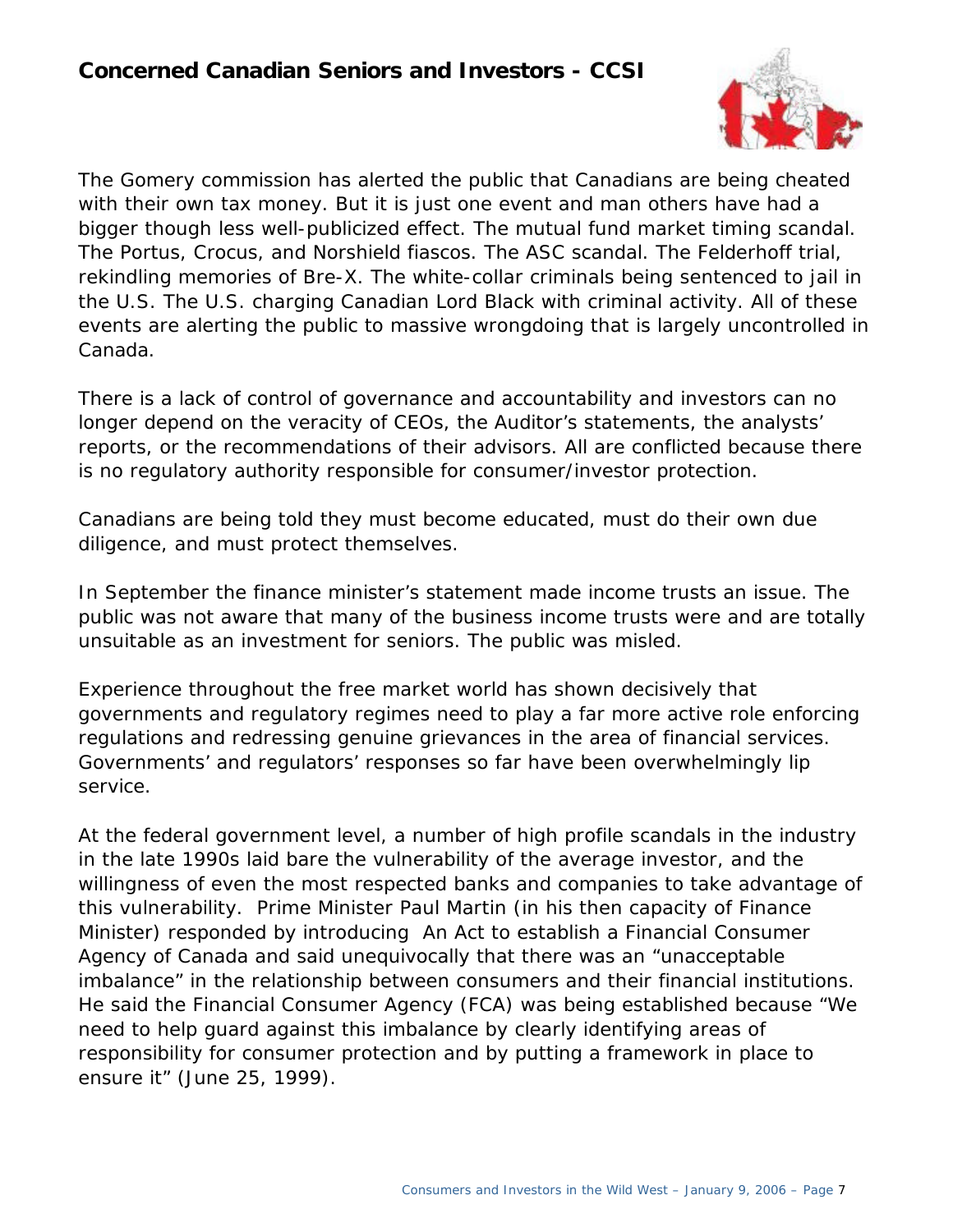The Gomery commission has alerted the public that Canadians are being cheated with their own tax money. But it is just one event and man others have had a bigger though less well-publicized effect. The mutual fund market timing scandal. The Portus, Crocus, and Norshield fiascos. The ASC scandal. The Felderhoff trial, rekindling memories of Bre-X. The white-collar criminals being sentenced to jail in the U.S. The U.S. charging Canadian Lord Black with criminal activity. All of these events are alerting the public to massive wrongdoing that is largely uncontrolled in Canada.

There is a lack of control of governance and accountability and investors can no longer depend on the veracity of CEOs, the Auditor's statements, the analysts' reports, or the recommendations of their advisors. All are conflicted because there is no regulatory authority responsible for consumer/investor protection.

Canadians are being told they must become educated, must do their own due diligence, and must protect themselves.

In September the finance minister's statement made income trusts an issue. The public was not aware that many of the business income trusts were and are totally unsuitable as an investment for seniors. The public was misled.

Experience throughout the free market world has shown decisively that governments and regulatory regimes need to play a far more active role enforcing regulations and redressing genuine grievances in the area of financial services. Governments' and regulators' responses so far have been overwhelmingly lip service.

At the federal government level, a number of high profile scandals in the industry in the late 1990s laid bare the vulnerability of the average investor, and the willingness of even the most respected banks and companies to take advantage of this vulnerability. Prime Minister Paul Martin (in his then capacity of Finance Minister) responded by introducing An Act to establish a Financial Consumer Agency of Canada and said unequivocally that there was an "unacceptable imbalance" in the relationship between consumers and their financial institutions. He said the Financial Consumer Agency (FCA) was being established because "We need to help guard against this imbalance by clearly identifying areas of responsibility for consumer protection and by putting a framework in place to ensure it" (June 25, 1999).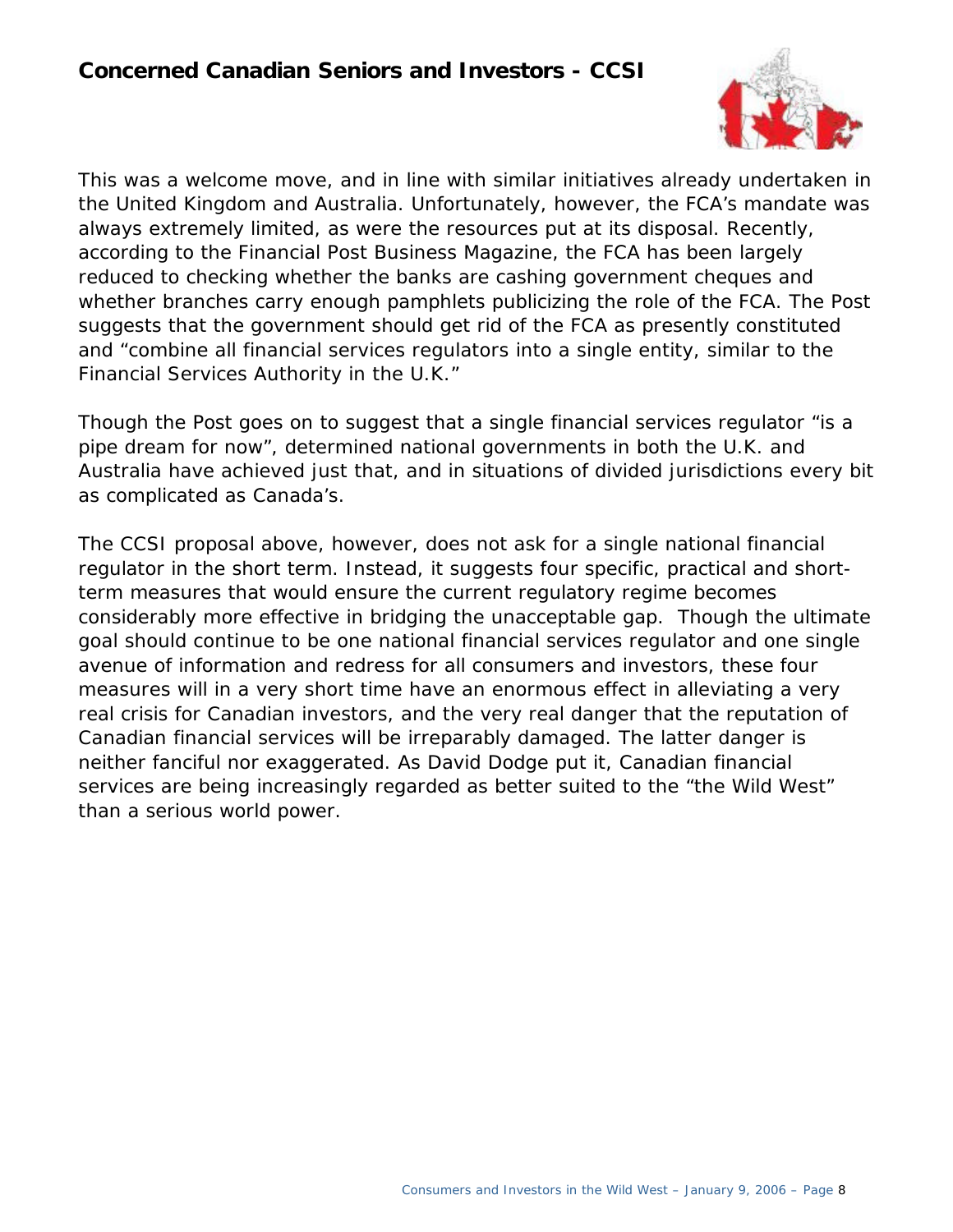This was a welcome move, and in line with similar initiatives already undertaken in the United Kingdom and Australia. Unfortunately, however, the FCA's mandate was always extremely limited, as were the resources put at its disposal. Recently, according to the Financial Post Business Magazine, the FCA has been largely reduced to checking whether the banks are cashing government cheques and whether branches carry enough pamphlets publicizing the role of the FCA. The Post suggests that the government should get rid of the FCA as presently constituted and "combine all financial services regulators into a single entity, similar to the Financial Services Authority in the U.K."

Though the Post goes on to suggest that a single financial services regulator "is a pipe dream for now", determined national governments in both the U.K. and Australia have achieved just that, and in situations of divided jurisdictions every bit as complicated as Canada's.

The CCSI proposal above, however, does not ask for a single national financial regulator in the short term. Instead, it suggests four specific, practical and short-term measures that would ensure the current regulatory regime becomes considerably more effective in bridging the unacceptable gap. Though the ultimate goal should continue to be one national financial services regulator and one single avenue of information and redress for all consumers and investors, these four measures will in a very short time have an enormous effect in alleviating a very real crisis for Canadian investors, and the very real danger that the reputation of Canadian financial services will be irreparably damaged. The latter danger is neither fanciful nor exaggerated. As David Dodge put it, Canadian financial services are being increasingly regarded as better suited to the "the Wild West" than a serious world power.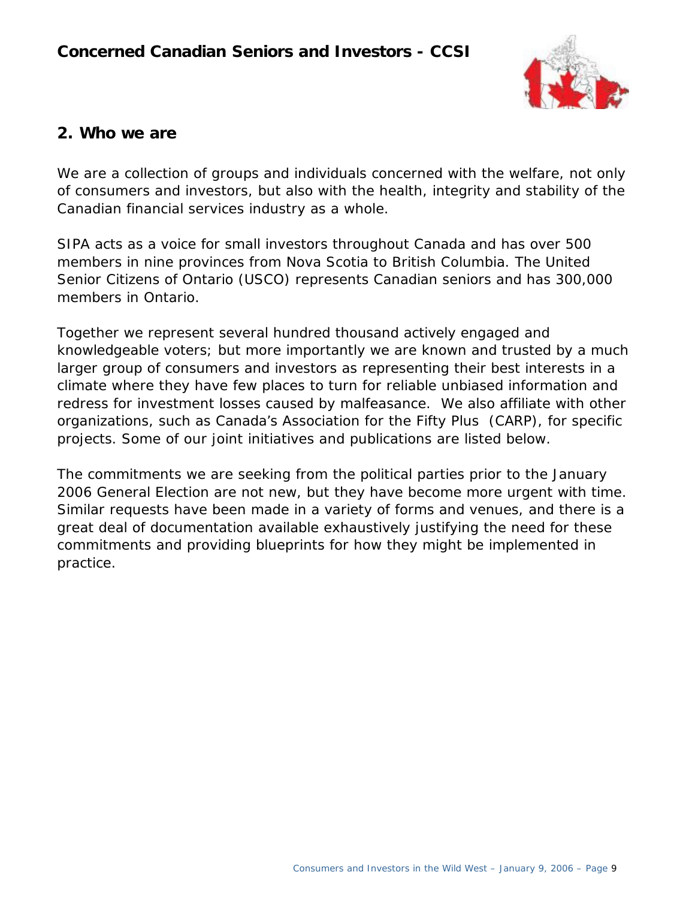## 2. Who we are

We are a collection of groups and individuals concerned with the welfare, not only of consumers and investors, but also with the health, integrity and stability of the Canadian financial services industry as a whole.

SIPA acts as a voice for small investors throughout Canada and has over 500 members in nine provinces from Nova Scotia to British Columbia. The United Senior Citizens of Ontario (USCO) represents Canadian seniors and has 300,000 members in Ontario.

Together we represent several hundred thousand actively engaged and knowledgeable voters; but more importantly we are known and trusted by a much larger group of consumers and investors as representing their best interests in a climate where they have few places to turn for reliable unbiased information and redress for investment losses caused by malfeasance. We also affiliate with other organizations, such as Canada's Association for the Fifty Plus (CARP), for specific projects. Some of our joint initiatives and publications are listed below.

The commitments we are seeking from the political parties prior to the January 2006 General Election are not new, but they have become more urgent with time. Similar requests have been made in a variety of forms and venues, and there is a great deal of documentation available exhaustively justifying the need for these commitments and providing blueprints for how they might be implemented in practice.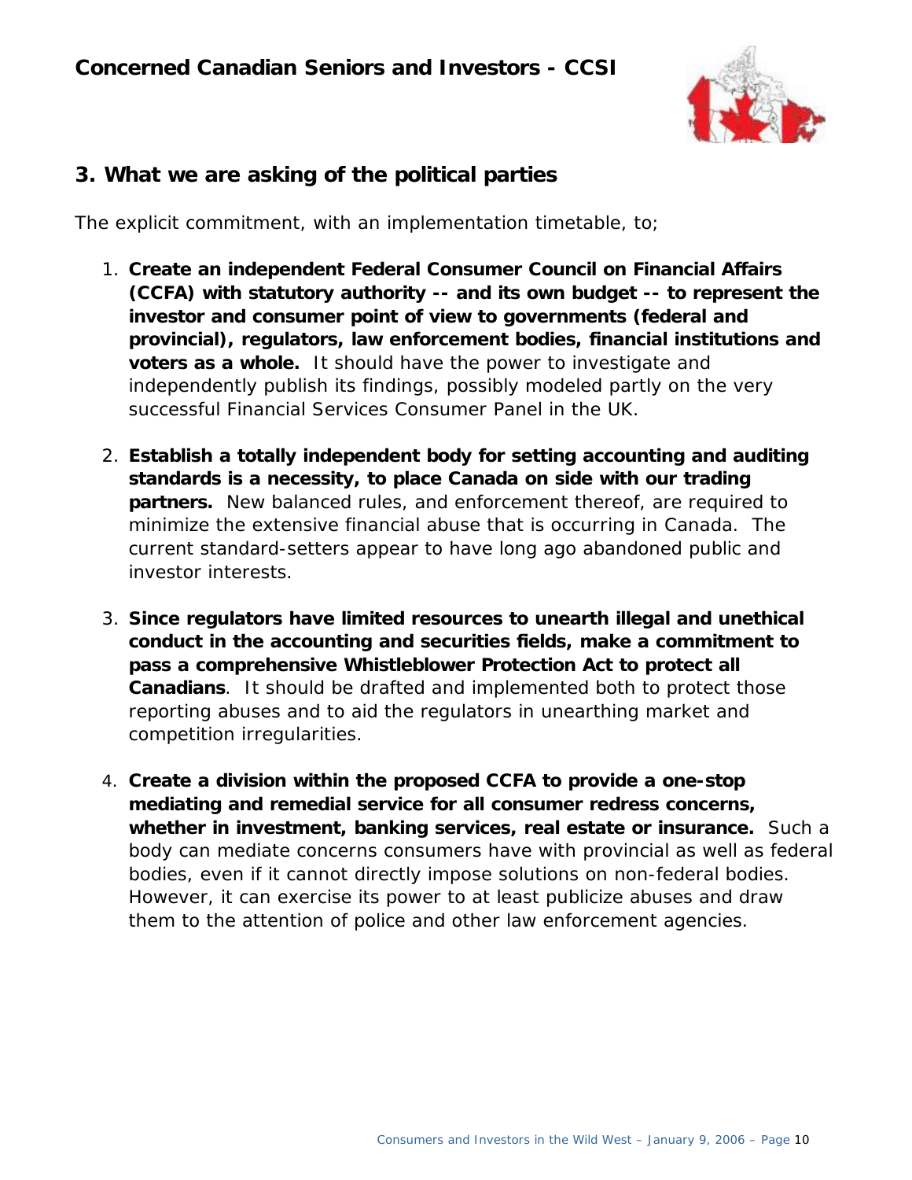## 3. What we are asking of the political parties

The explicit commitment, with an implementation timetable, to;

1. **Create an independent Federal Consumer Council on Financial Affairs (CCFA) with statutory authority -- and its own budget -- to represent the investor and consumer point of view to governments (federal and provincial), regulators, law enforcement bodies, financial institutions and voters as a whole.** It should have the power to investigate and independently publish its findings, possibly modeled partly on the very successful Financial Services Consumer Panel in the UK.

2. **Establish a totally independent body for setting accounting and auditing standards is a necessity, to place Canada on side with our trading partners.** New balanced rules, and enforcement thereof, are required to minimize the extensive financial abuse that is occurring in Canada. The current standard-setters appear to have long ago abandoned public and investor interests.

3. **Since regulators have limited resources to unearth illegal and unethical conduct in the accounting and securities fields, make a commitment to pass a comprehensive Whistleblower Protection Act to protect all Canadians**. It should be drafted and implemented both to protect those reporting abuses and to aid the regulators in unearthing market and competition irregularities.

4. **Create a division within the proposed CCFA to provide a one-stop mediating and remedial service for all consumer redress concerns, whether in investment, banking services, real estate or insurance.** Such a body can mediate concerns consumers have with provincial as well as federal bodies, even if it cannot directly impose solutions on non-federal bodies. However, it can exercise its power to at least publicize abuses and draw them to the attention of police and other law enforcement agencies.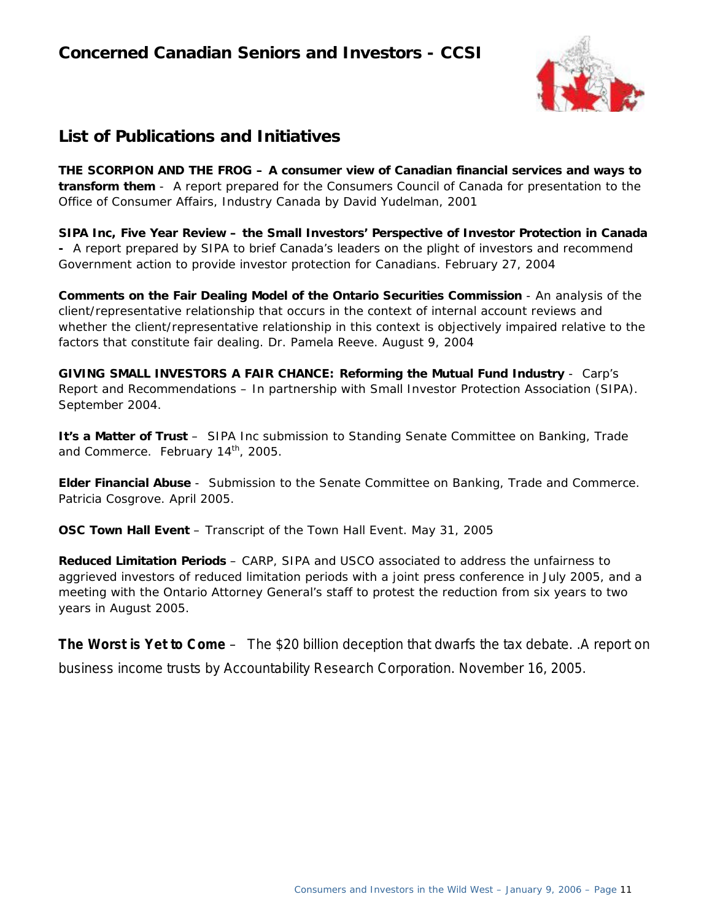# Concerned Canadian Seniors and Investors - CCSI

## List of Publications and Initiatives

**THE SCORPION AND THE FROG – A consumer view of Canadian financial services and ways to transform them** - A report prepared for the Consumers Council of Canada for presentation to the Office of Consumer Affairs, Industry Canada by David Yudelman, 2001

**SIPA Inc, Five Year Review – the Small Investors' Perspective of Investor Protection in Canada -** A report prepared by SIPA to brief Canada's leaders on the plight of investors and recommend Government action to provide investor protection for Canadians. February 27, 2004

**Comments on the Fair Dealing Model of the Ontario Securities Commission** - An analysis of the client/representative relationship that occurs in the context of internal account reviews and whether the client/representative relationship in this context is objectively impaired relative to the factors that constitute fair dealing. Dr. Pamela Reeve. August 9, 2004

**GIVING SMALL INVESTORS A FAIR CHANCE: Reforming the Mutual Fund Industry** - Carp's Report and Recommendations – In partnership with Small Investor Protection Association (SIPA). September 2004.

**It's a Matter of Trust** – SIPA Inc submission to Standing Senate Committee on Banking, Trade and Commerce. February 14th, 2005.

**Elder Financial Abuse** - Submission to the Senate Committee on Banking, Trade and Commerce. Patricia Cosgrove. April 2005.

**OSC Town Hall Event** – Transcript of the Town Hall Event. May 31, 2005

**Reduced Limitation Periods** – CARP, SIPA and USCO associated to address the unfairness to aggrieved investors of reduced limitation periods with a joint press conference in July 2005, and a meeting with the Ontario Attorney General's staff to protest the reduction from six years to two years in August 2005.

**The Worst is Yet to Come** – The $20 billion deception that dwarfs the tax debate. .A report on business income trusts by Accountability Research Corporation. November 16, 2005.